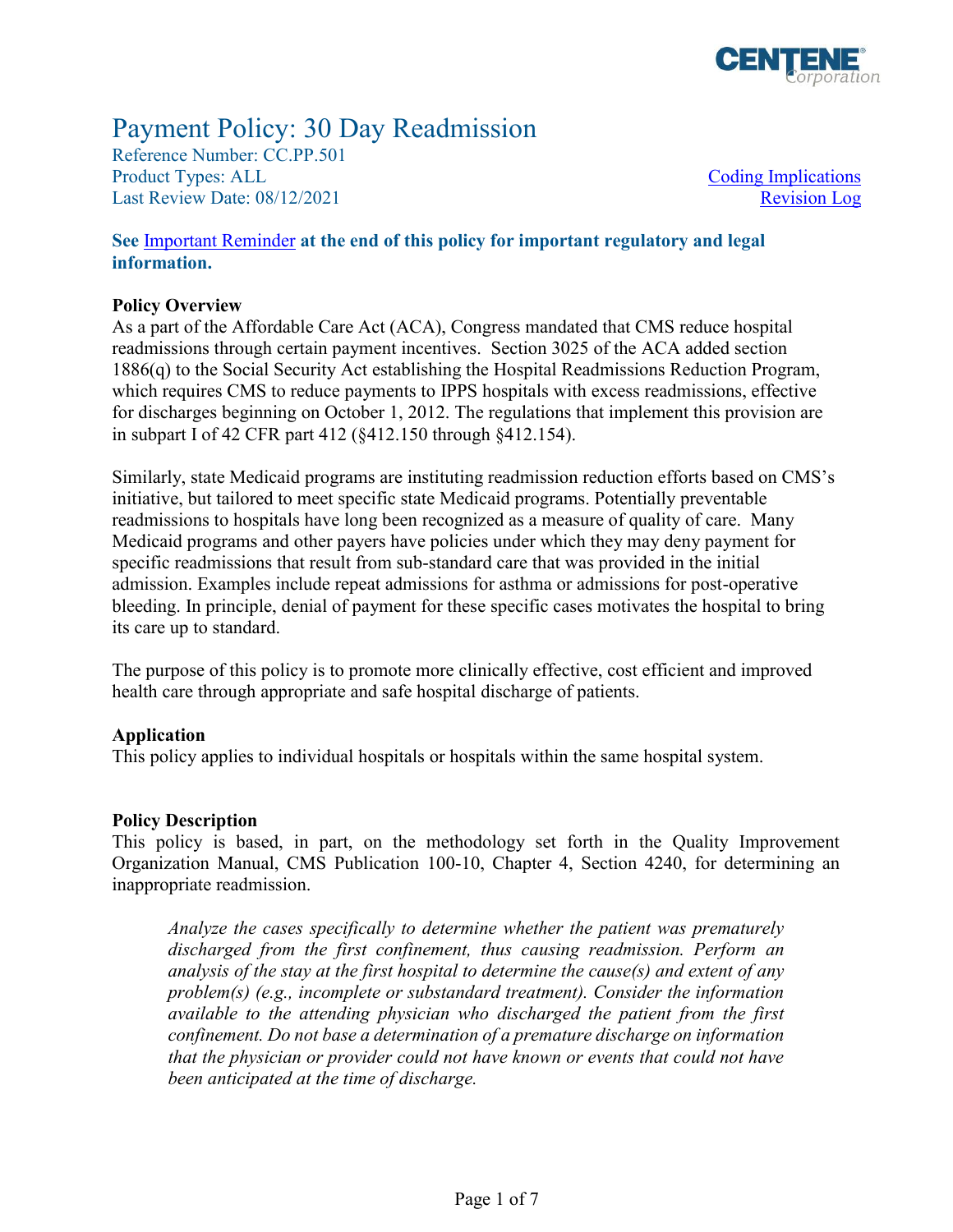# Payment Policy: 30 Day Readmission

Reference Number: CC.PP.501
Product Types: ALL
Last Review Date: 08/12/2021

Coding Implications
Revision Log

**See Important Reminder at the end of this policy for important regulatory and legal information.**

**Policy Overview**

As a part of the Affordable Care Act (ACA), Congress mandated that CMS reduce hospital readmissions through certain payment incentives. Section 3025 of the ACA added section 1886(q) to the Social Security Act establishing the Hospital Readmissions Reduction Program, which requires CMS to reduce payments to IPPS hospitals with excess readmissions, effective for discharges beginning on October 1, 2012. The regulations that implement this provision are in subpart I of 42 CFR part 412 (§412.150 through §412.154).

Similarly, state Medicaid programs are instituting readmission reduction efforts based on CMS's initiative, but tailored to meet specific state Medicaid programs. Potentially preventable readmissions to hospitals have long been recognized as a measure of quality of care. Many Medicaid programs and other payers have policies under which they may deny payment for specific readmissions that result from sub-standard care that was provided in the initial admission. Examples include repeat admissions for asthma or admissions for post-operative bleeding. In principle, denial of payment for these specific cases motivates the hospital to bring its care up to standard.

The purpose of this policy is to promote more clinically effective, cost efficient and improved health care through appropriate and safe hospital discharge of patients.

**Application**

This policy applies to individual hospitals or hospitals within the same hospital system.

**Policy Description**

This policy is based, in part, on the methodology set forth in the Quality Improvement Organization Manual, CMS Publication 100-10, Chapter 4, Section 4240, for determining an inappropriate readmission.

> *Analyze the cases specifically to determine whether the patient was prematurely discharged from the first confinement, thus causing readmission. Perform an analysis of the stay at the first hospital to determine the cause(s) and extent of any problem(s) (e.g., incomplete or substandard treatment). Consider the information available to the attending physician who discharged the patient from the first confinement. Do not base a determination of a premature discharge on information that the physician or provider could not have known or events that could not have been anticipated at the time of discharge.*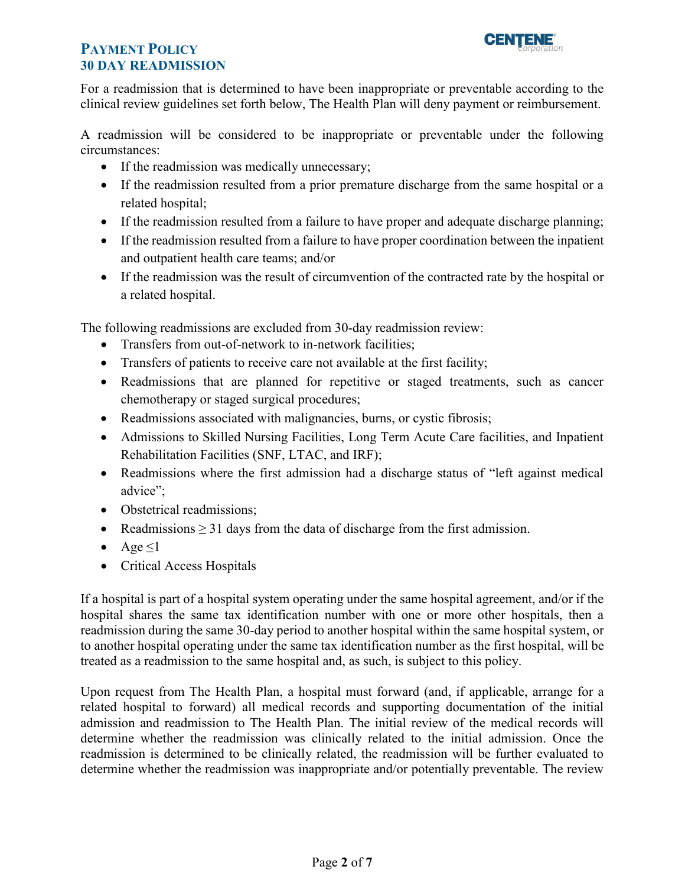For a readmission that is determined to have been inappropriate or preventable according to the clinical review guidelines set forth below, The Health Plan will deny payment or reimbursement.

A readmission will be considered to be inappropriate or preventable under the following circumstances:

- If the readmission was medically unnecessary;
- If the readmission resulted from a prior premature discharge from the same hospital or a related hospital;
- If the readmission resulted from a failure to have proper and adequate discharge planning;
- If the readmission resulted from a failure to have proper coordination between the inpatient and outpatient health care teams; and/or
- If the readmission was the result of circumvention of the contracted rate by the hospital or a related hospital.

The following readmissions are excluded from 30-day readmission review:

- Transfers from out-of-network to in-network facilities;
- Transfers of patients to receive care not available at the first facility;
- Readmissions that are planned for repetitive or staged treatments, such as cancer chemotherapy or staged surgical procedures;
- Readmissions associated with malignancies, burns, or cystic fibrosis;
- Admissions to Skilled Nursing Facilities, Long Term Acute Care facilities, and Inpatient Rehabilitation Facilities (SNF, LTAC, and IRF);
- Readmissions where the first admission had a discharge status of "left against medical advice";
- Obstetrical readmissions;
- Readmissions ≥ 31 days from the data of discharge from the first admission.
- Age ≤1
- Critical Access Hospitals

If a hospital is part of a hospital system operating under the same hospital agreement, and/or if the hospital shares the same tax identification number with one or more other hospitals, then a readmission during the same 30-day period to another hospital within the same hospital system, or to another hospital operating under the same tax identification number as the first hospital, will be treated as a readmission to the same hospital and, as such, is subject to this policy.

Upon request from The Health Plan, a hospital must forward (and, if applicable, arrange for a related hospital to forward) all medical records and supporting documentation of the initial admission and readmission to The Health Plan. The initial review of the medical records will determine whether the readmission was clinically related to the initial admission. Once the readmission is determined to be clinically related, the readmission will be further evaluated to determine whether the readmission was inappropriate and/or potentially preventable. The review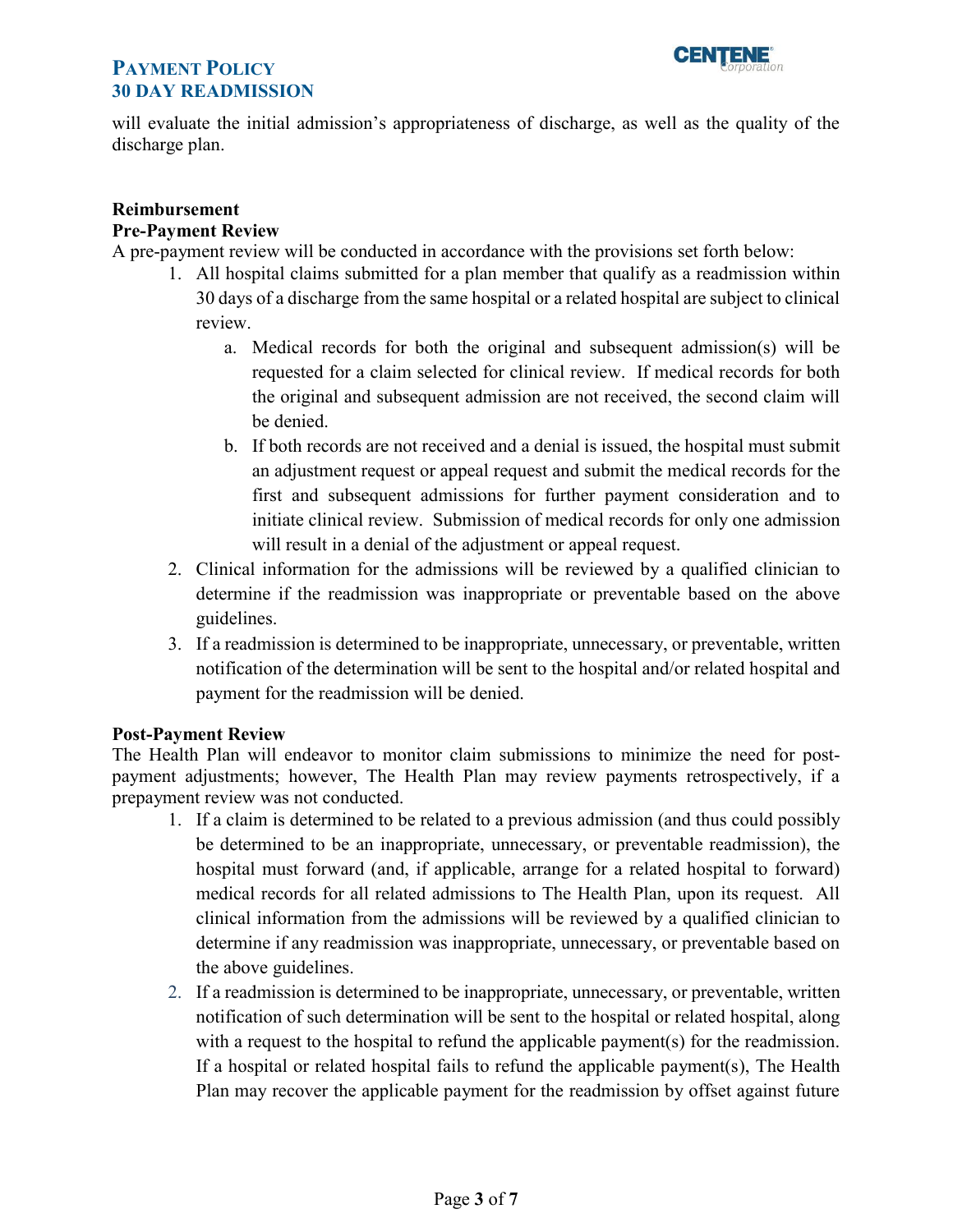will evaluate the initial admission's appropriateness of discharge, as well as the quality of the discharge plan.

**Reimbursement**

**Pre-Payment Review**

A pre-payment review will be conducted in accordance with the provisions set forth below:

1. All hospital claims submitted for a plan member that qualify as a readmission within 30 days of a discharge from the same hospital or a related hospital are subject to clinical review.
    a. Medical records for both the original and subsequent admission(s) will be requested for a claim selected for clinical review. If medical records for both the original and subsequent admission are not received, the second claim will be denied.
    b. If both records are not received and a denial is issued, the hospital must submit an adjustment request or appeal request and submit the medical records for the first and subsequent admissions for further payment consideration and to initiate clinical review. Submission of medical records for only one admission will result in a denial of the adjustment or appeal request.
2. Clinical information for the admissions will be reviewed by a qualified clinician to determine if the readmission was inappropriate or preventable based on the above guidelines.
3. If a readmission is determined to be inappropriate, unnecessary, or preventable, written notification of the determination will be sent to the hospital and/or related hospital and payment for the readmission will be denied.

**Post-Payment Review**

The Health Plan will endeavor to monitor claim submissions to minimize the need for post-payment adjustments; however, The Health Plan may review payments retrospectively, if a prepayment review was not conducted.

1. If a claim is determined to be related to a previous admission (and thus could possibly be determined to be an inappropriate, unnecessary, or preventable readmission), the hospital must forward (and, if applicable, arrange for a related hospital to forward) medical records for all related admissions to The Health Plan, upon its request. All clinical information from the admissions will be reviewed by a qualified clinician to determine if any readmission was inappropriate, unnecessary, or preventable based on the above guidelines.
2. If a readmission is determined to be inappropriate, unnecessary, or preventable, written notification of such determination will be sent to the hospital or related hospital, along with a request to the hospital to refund the applicable payment(s) for the readmission. If a hospital or related hospital fails to refund the applicable payment(s), The Health Plan may recover the applicable payment for the readmission by offset against future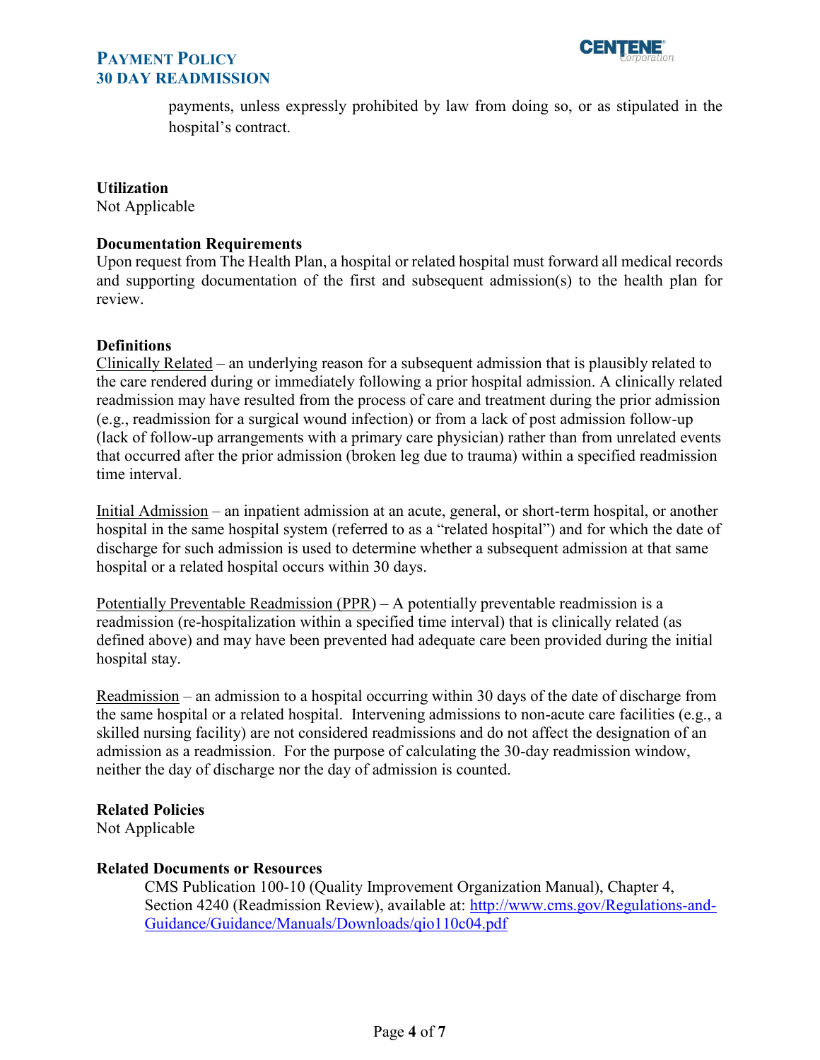payments, unless expressly prohibited by law from doing so, or as stipulated in the hospital's contract.

**Utilization**
Not Applicable

**Documentation Requirements**
Upon request from The Health Plan, a hospital or related hospital must forward all medical records and supporting documentation of the first and subsequent admission(s) to the health plan for review.

**Definitions**

Clinically Related – an underlying reason for a subsequent admission that is plausibly related to the care rendered during or immediately following a prior hospital admission. A clinically related readmission may have resulted from the process of care and treatment during the prior admission (e.g., readmission for a surgical wound infection) or from a lack of post admission follow-up (lack of follow-up arrangements with a primary care physician) rather than from unrelated events that occurred after the prior admission (broken leg due to trauma) within a specified readmission time interval.

Initial Admission – an inpatient admission at an acute, general, or short-term hospital, or another hospital in the same hospital system (referred to as a "related hospital") and for which the date of discharge for such admission is used to determine whether a subsequent admission at that same hospital or a related hospital occurs within 30 days.

Potentially Preventable Readmission (PPR) – A potentially preventable readmission is a readmission (re-hospitalization within a specified time interval) that is clinically related (as defined above) and may have been prevented had adequate care been provided during the initial hospital stay.

Readmission – an admission to a hospital occurring within 30 days of the date of discharge from the same hospital or a related hospital. Intervening admissions to non-acute care facilities (e.g., a skilled nursing facility) are not considered readmissions and do not affect the designation of an admission as a readmission. For the purpose of calculating the 30-day readmission window, neither the day of discharge nor the day of admission is counted.

**Related Policies**
Not Applicable

**Related Documents or Resources**

CMS Publication 100-10 (Quality Improvement Organization Manual), Chapter 4, Section 4240 (Readmission Review), available at: [http://www.cms.gov/Regulations-and-Guidance/Guidance/Manuals/Downloads/qio110c04.pdf](http://www.cms.gov/Regulations-and-Guidance/Guidance/Manuals/Downloads/qio110c04.pdf)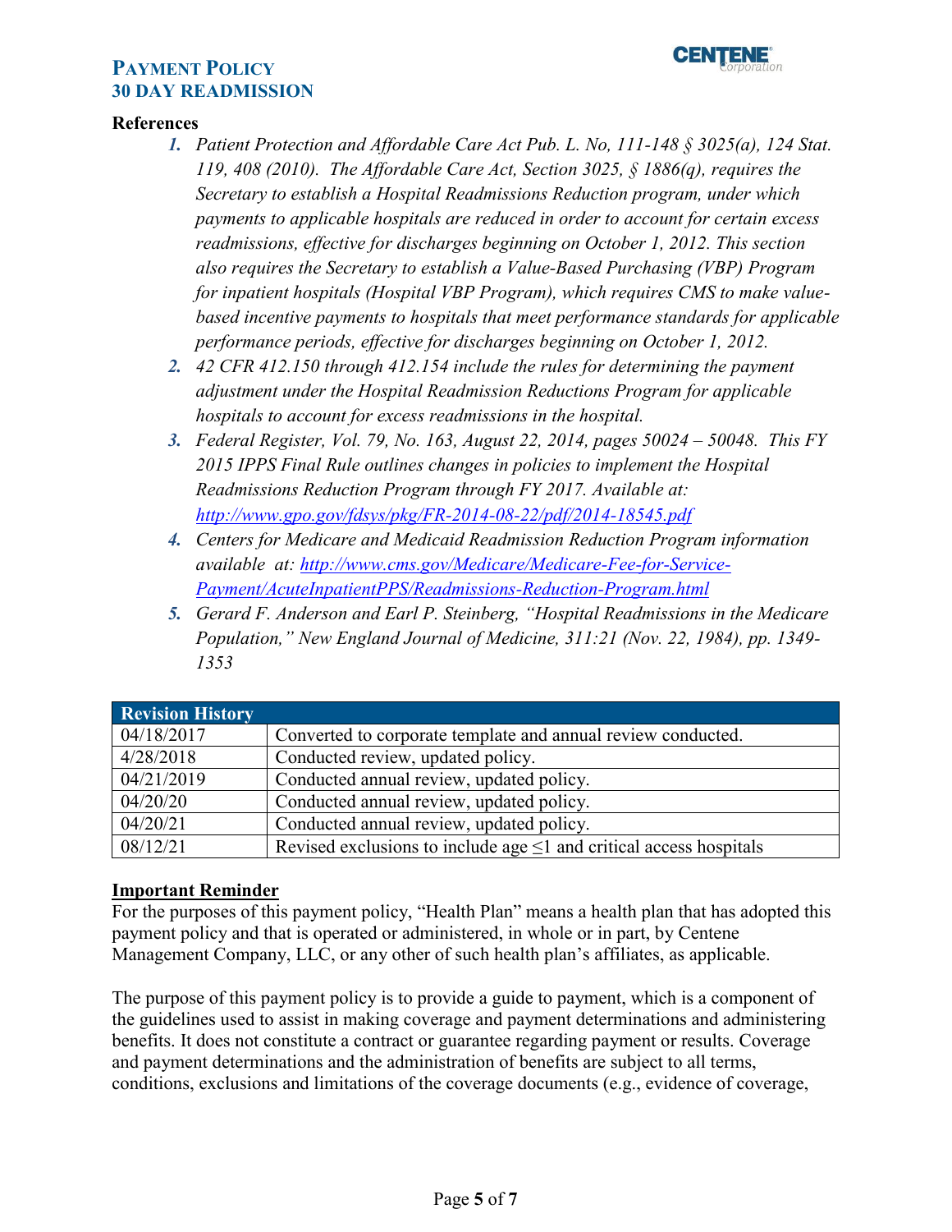## References

1. *Patient Protection and Affordable Care Act Pub. L. No, 111-148 § 3025(a), 124 Stat. 119, 408 (2010). The Affordable Care Act, Section 3025, § 1886(q), requires the Secretary to establish a Hospital Readmissions Reduction program, under which payments to applicable hospitals are reduced in order to account for certain excess readmissions, effective for discharges beginning on October 1, 2012. This section also requires the Secretary to establish a Value-Based Purchasing (VBP) Program for inpatient hospitals (Hospital VBP Program), which requires CMS to make value-based incentive payments to hospitals that meet performance standards for applicable performance periods, effective for discharges beginning on October 1, 2012.*
2. *42 CFR 412.150 through 412.154 include the rules for determining the payment adjustment under the Hospital Readmission Reductions Program for applicable hospitals to account for excess readmissions in the hospital.*
3. *Federal Register, Vol. 79, No. 163, August 22, 2014, pages 50024 – 50048. This FY 2015 IPPS Final Rule outlines changes in policies to implement the Hospital Readmissions Reduction Program through FY 2017. Available at: [http://www.gpo.gov/fdsys/pkg/FR-2014-08-22/pdf/2014-18545.pdf](http://www.gpo.gov/fdsys/pkg/FR-2014-08-22/pdf/2014-18545.pdf)*
4. *Centers for Medicare and Medicaid Readmission Reduction Program information available at: [http://www.cms.gov/Medicare/Medicare-Fee-for-Service-Payment/AcuteInpatientPPS/Readmissions-Reduction-Program.html](http://www.cms.gov/Medicare/Medicare-Fee-for-Service-Payment/AcuteInpatientPPS/Readmissions-Reduction-Program.html)*
5. *Gerard F. Anderson and Earl P. Steinberg, "Hospital Readmissions in the Medicare Population," New England Journal of Medicine, 311:21 (Nov. 22, 1984), pp. 1349-1353*

| Revision History | |
|---|---|
| 04/18/2017 | Converted to corporate template and annual review conducted. |
| 4/28/2018 | Conducted review, updated policy. |
| 04/21/2019 | Conducted annual review, updated policy. |
| 04/20/20 | Conducted annual review, updated policy. |
| 04/20/21 | Conducted annual review, updated policy. |
| 08/12/21 | Revised exclusions to include age ≤1 and critical access hospitals |

**Important Reminder**

For the purposes of this payment policy, "Health Plan" means a health plan that has adopted this payment policy and that is operated or administered, in whole or in part, by Centene Management Company, LLC, or any other of such health plan's affiliates, as applicable.

The purpose of this payment policy is to provide a guide to payment, which is a component of the guidelines used to assist in making coverage and payment determinations and administering benefits. It does not constitute a contract or guarantee regarding payment or results. Coverage and payment determinations and the administration of benefits are subject to all terms, conditions, exclusions and limitations of the coverage documents (e.g., evidence of coverage,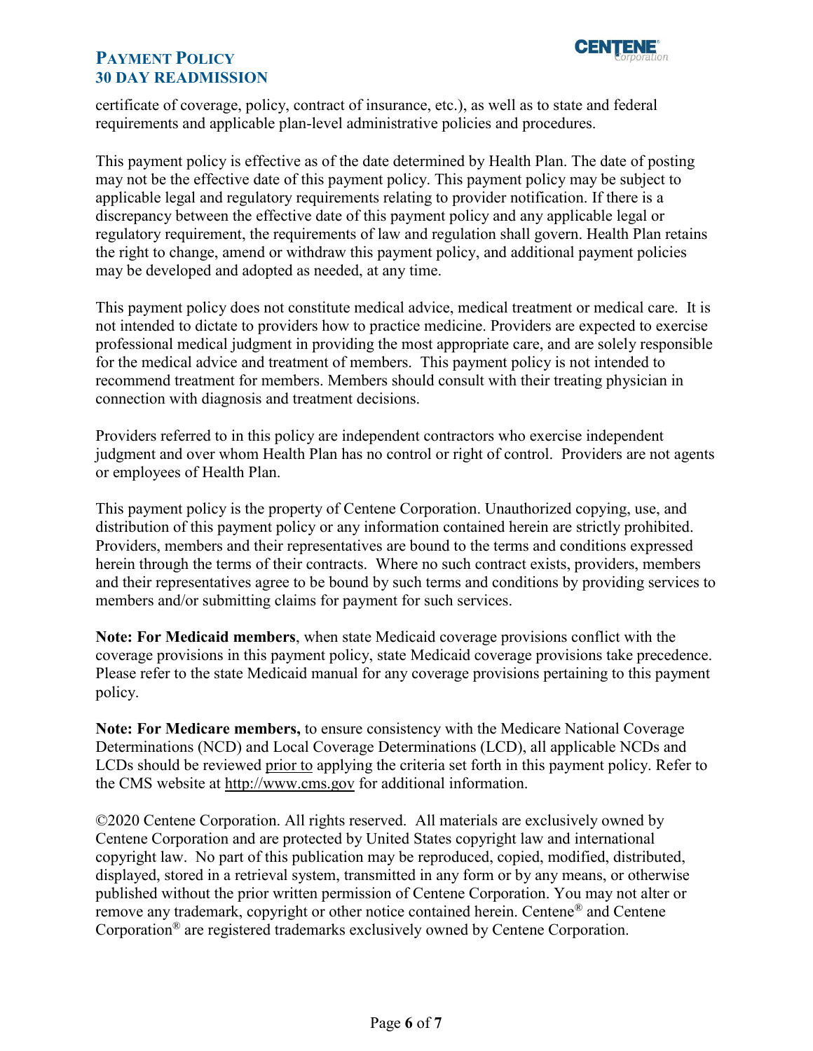certificate of coverage, policy, contract of insurance, etc.), as well as to state and federal requirements and applicable plan-level administrative policies and procedures.

This payment policy is effective as of the date determined by Health Plan. The date of posting may not be the effective date of this payment policy. This payment policy may be subject to applicable legal and regulatory requirements relating to provider notification. If there is a discrepancy between the effective date of this payment policy and any applicable legal or regulatory requirement, the requirements of law and regulation shall govern. Health Plan retains the right to change, amend or withdraw this payment policy, and additional payment policies may be developed and adopted as needed, at any time.

This payment policy does not constitute medical advice, medical treatment or medical care. It is not intended to dictate to providers how to practice medicine. Providers are expected to exercise professional medical judgment in providing the most appropriate care, and are solely responsible for the medical advice and treatment of members. This payment policy is not intended to recommend treatment for members. Members should consult with their treating physician in connection with diagnosis and treatment decisions.

Providers referred to in this policy are independent contractors who exercise independent judgment and over whom Health Plan has no control or right of control. Providers are not agents or employees of Health Plan.

This payment policy is the property of Centene Corporation. Unauthorized copying, use, and distribution of this payment policy or any information contained herein are strictly prohibited. Providers, members and their representatives are bound to the terms and conditions expressed herein through the terms of their contracts. Where no such contract exists, providers, members and their representatives agree to be bound by such terms and conditions by providing services to members and/or submitting claims for payment for such services.

**Note: For Medicaid members**, when state Medicaid coverage provisions conflict with the coverage provisions in this payment policy, state Medicaid coverage provisions take precedence. Please refer to the state Medicaid manual for any coverage provisions pertaining to this payment policy.

**Note: For Medicare members,** to ensure consistency with the Medicare National Coverage Determinations (NCD) and Local Coverage Determinations (LCD), all applicable NCDs and LCDs should be reviewed prior to applying the criteria set forth in this payment policy. Refer to the CMS website at http://www.cms.gov for additional information.

©2020 Centene Corporation. All rights reserved. All materials are exclusively owned by Centene Corporation and are protected by United States copyright law and international copyright law. No part of this publication may be reproduced, copied, modified, distributed, displayed, stored in a retrieval system, transmitted in any form or by any means, or otherwise published without the prior written permission of Centene Corporation. You may not alter or remove any trademark, copyright or other notice contained herein. Centene® and Centene Corporation® are registered trademarks exclusively owned by Centene Corporation.